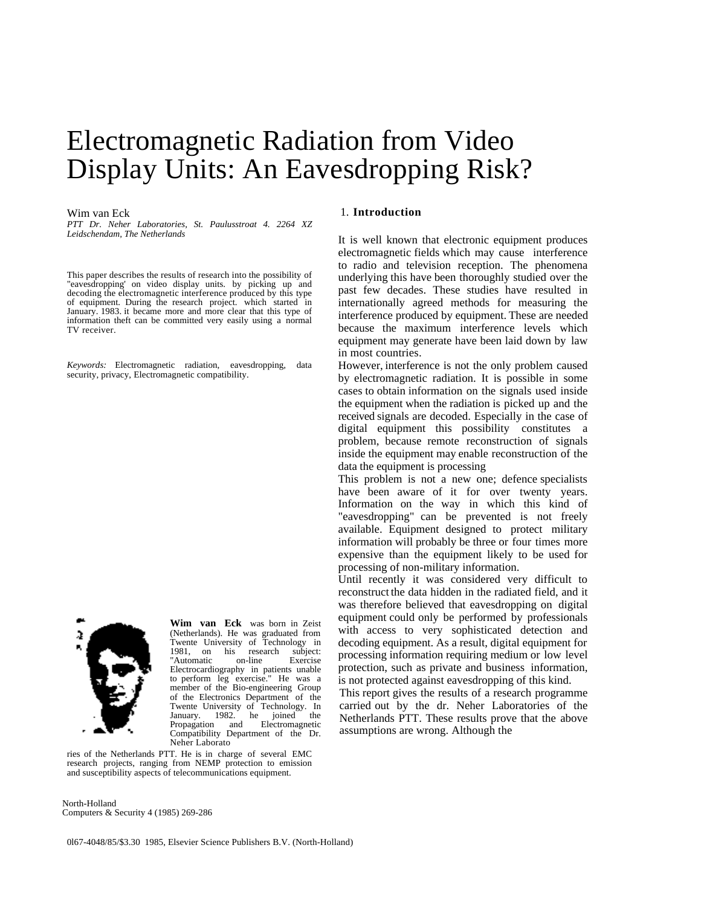# Electromagnetic Radiation from Video Display Units: An Eavesdropping Risk?

Wim van Eck

*PTT Dr. Neher Laboratories, St. Paulusstroat 4. 2264 XZ Leidschendam, The Netherlands*

This paper describes the results of research into the possibility of "eavesdropping' on video display units. by picking up and decoding the electromagnetic interference produced by this type of equipment. During the research project. which started in January. 1983. it became more and more clear that this type of information theft can be committed very easily using a normal TV receiver.

*Keywords:* Electromagnetic radiation, eavesdropping, data security, privacy, Electromagnetic compatibility.

**Wim van Eck** was born in Zeist (Netherlands). He was graduated from Twente University of Technology in 1981, on his research subject: "Automatic on-line Exercise Electrocardiography in patients unable to perform leg exercise." He was a member of the Bio-engineering Group of the Electronics Department of the Twente University of Technology. In January. 1982. he joined the Propagation and Electromagnetic Compatibility Department of the Dr. Neher Laboratories of the Netherlands PTT. He is in charge of several EMC research projects, ranging from NEMP protection to emission and susceptibility aspects of telecommunications equipment.

North-Holland
Computers & Security 4 (1985) 269-286

0l67-4048/85/$3.30 1985, Elsevier Science Publishers B.V. (North-Holland)

## 1. Introduction

It is well known that electronic equipment produces electromagnetic fields which may cause interference to radio and television reception. The phenomena underlying this have been thoroughly studied over the past few decades. These studies have resulted in internationally agreed methods for measuring the interference produced by equipment. These are needed because the maximum interference levels which equipment may generate have been laid down by law in most countries.

However, interference is not the only problem caused by electromagnetic radiation. It is possible in some cases to obtain information on the signals used inside the equipment when the radiation is picked up and the received signals are decoded. Especially in the case of digital equipment this possibility constitutes a problem, because remote reconstruction of signals inside the equipment may enable reconstruction of the data the equipment is processing

This problem is not a new one; defence specialists have been aware of it for over twenty years. Information on the way in which this kind of "eavesdropping" can be prevented is not freely available. Equipment designed to protect military information will probably be three or four times more expensive than the equipment likely to be used for processing of non-military information.

Until recently it was considered very difficult to reconstruct the data hidden in the radiated field, and it was therefore believed that eavesdropping on digital equipment could only be performed by professionals with access to very sophisticated detection and decoding equipment. As a result, digital equipment for processing information requiring medium or low level protection, such as private and business information, is not protected against eavesdropping of this kind.

This report gives the results of a research programme carried out by the dr. Neher Laboratories of the Netherlands PTT. These results prove that the above assumptions are wrong. Although the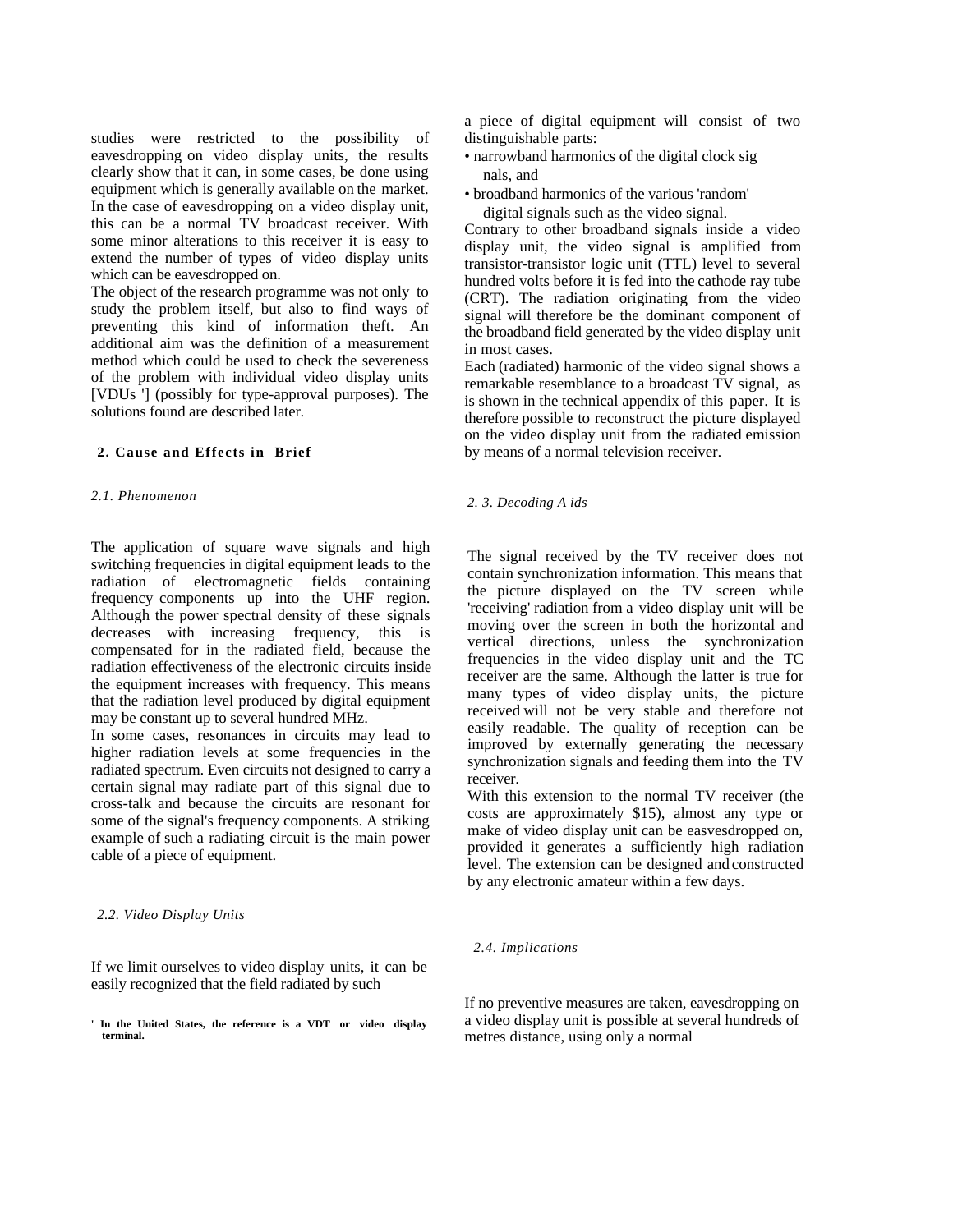studies were restricted to the possibility of eavesdropping on video display units, the results clearly show that it can, in some cases, be done using equipment which is generally available on the market. In the case of eavesdropping on a video display unit, this can be a normal TV broadcast receiver. With some minor alterations to this receiver it is easy to extend the number of types of video display units which can be eavesdropped on.

The object of the research programme was not only to study the problem itself, but also to find ways of preventing this kind of information theft. An additional aim was the definition of a measurement method which could be used to check the severeness of the problem with individual video display units [VDUs '] (possibly for type-approval purposes). The solutions found are described later.

## 2. Cause and Effects in Brief

### 2.1. Phenomenon

The application of square wave signals and high switching frequencies in digital equipment leads to the radiation of electromagnetic fields containing frequency components up into the UHF region. Although the power spectral density of these signals decreases with increasing frequency, this is compensated for in the radiated field, because the radiation effectiveness of the electronic circuits inside the equipment increases with frequency. This means that the radiation level produced by digital equipment may be constant up to several hundred MHz.

In some cases, resonances in circuits may lead to higher radiation levels at some frequencies in the radiated spectrum. Even circuits not designed to carry a certain signal may radiate part of this signal due to cross-talk and because the circuits are resonant for some of the signal's frequency components. A striking example of such a radiating circuit is the main power cable of a piece of equipment.

### 2.2. Video Display Units

If we limit ourselves to video display units, it can be easily recognized that the field radiated by such a piece of digital equipment will consist of two distinguishable parts:

- narrowband harmonics of the digital clock signals, and
- broadband harmonics of the various 'random' digital signals such as the video signal.

Contrary to other broadband signals inside a video display unit, the video signal is amplified from transistor-transistor logic unit (TTL) level to several hundred volts before it is fed into the cathode ray tube (CRT). The radiation originating from the video signal will therefore be the dominant component of the broadband field generated by the video display unit in most cases.

Each (radiated) harmonic of the video signal shows a remarkable resemblance to a broadcast TV signal, as is shown in the technical appendix of this paper. It is therefore possible to reconstruct the picture displayed on the video display unit from the radiated emission by means of a normal television receiver.

### 2. 3. Decoding A ids

The signal received by the TV receiver does not contain synchronization information. This means that the picture displayed on the TV screen while 'receiving' radiation from a video display unit will be moving over the screen in both the horizontal and vertical directions, unless the synchronization frequencies in the video display unit and the TC receiver are the same. Although the latter is true for many types of video display units, the picture received will not be very stable and therefore not easily readable. The quality of reception can be improved by externally generating the necessary synchronization signals and feeding them into the TV receiver.

With this extension to the normal TV receiver (the costs are approximately $15), almost any type or make of video display unit can be easvesdropped on, provided it generates a sufficiently high radiation level. The extension can be designed and constructed by any electronic amateur within a few days.

### 2.4. Implications

If no preventive measures are taken, eavesdropping on a video display unit is possible at several hundreds of metres distance, using only a normal

' **In the United States, the reference is a VDT or video display terminal.**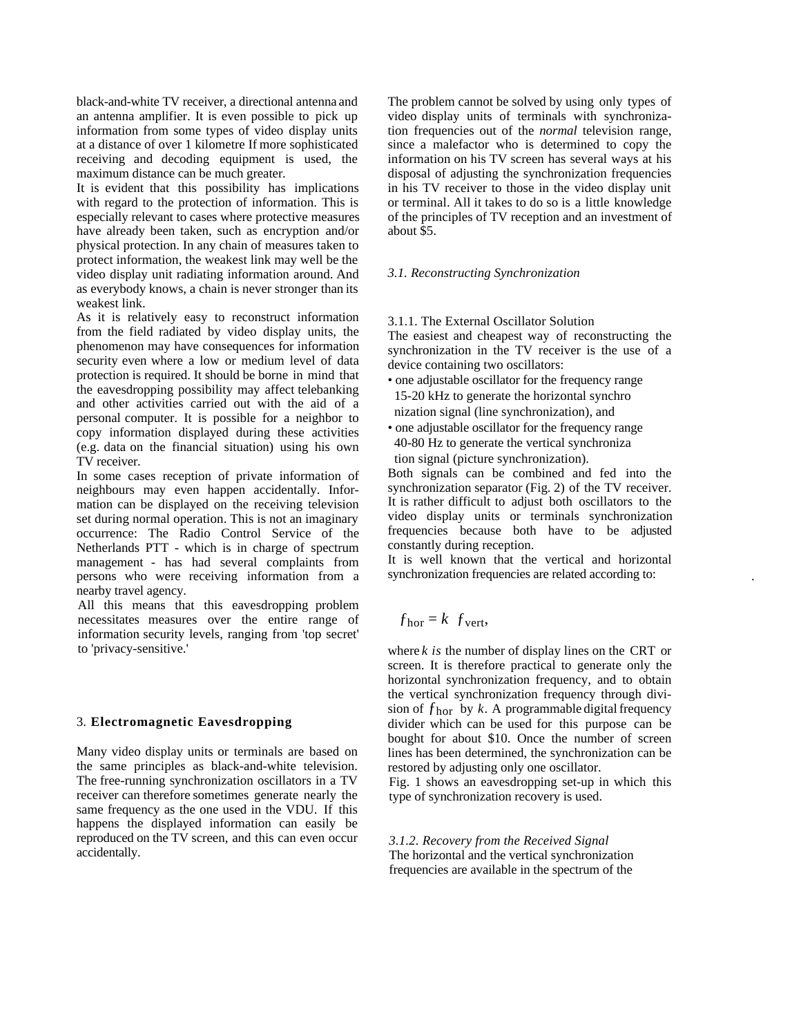black-and-white TV receiver, a directional antenna and an antenna amplifier. It is even possible to pick up information from some types of video display units at a distance of over 1 kilometre If more sophisticated receiving and decoding equipment is used, the maximum distance can be much greater.

It is evident that this possibility has implications with regard to the protection of information. This is especially relevant to cases where protective measures have already been taken, such as encryption and/or physical protection. In any chain of measures taken to protect information, the weakest link may well be the video display unit radiating information around. And as everybody knows, a chain is never stronger than its weakest link.

As it is relatively easy to reconstruct information from the field radiated by video display units, the phenomenon may have consequences for information security even where a low or medium level of data protection is required. It should be borne in mind that the eavesdropping possibility may affect telebanking and other activities carried out with the aid of a personal computer. It is possible for a neighbor to copy information displayed during these activities (e.g. data on the financial situation) using his own TV receiver.

In some cases reception of private information of neighbours may even happen accidentally. Information can be displayed on the receiving television set during normal operation. This is not an imaginary occurrence: The Radio Control Service of the Netherlands PTT - which is in charge of spectrum management - has had several complaints from persons who were receiving information from a nearby travel agency.

All this means that this eavesdropping problem necessitates measures over the entire range of information security levels, ranging from 'top secret' to 'privacy-sensitive.'

## 3. **Electromagnetic Eavesdropping**

Many video display units or terminals are based on the same principles as black-and-white television. The free-running synchronization oscillators in a TV receiver can therefore sometimes generate nearly the same frequency as the one used in the VDU. If this happens the displayed information can easily be reproduced on the TV screen, and this can even occur accidentally.

The problem cannot be solved by using only types of video display units of terminals with synchronization frequencies out of the *normal* television range, since a malefactor who is determined to copy the information on his TV screen has several ways at his disposal of adjusting the synchronization frequencies in his TV receiver to those in the video display unit or terminal. All it takes to do so is a little knowledge of the principles of TV reception and an investment of about $5.

### *3.1. Reconstructing Synchronization*

#### 3.1.1. The External Oscillator Solution

The easiest and cheapest way of reconstructing the synchronization in the TV receiver is the use of a device containing two oscillators:

- one adjustable oscillator for the frequency range 15-20 kHz to generate the horizontal synchronization signal (line synchronization), and
- one adjustable oscillator for the frequency range 40-80 Hz to generate the vertical synchronization signal (picture synchronization).

Both signals can be combined and fed into the synchronization separator (Fig. 2) of the TV receiver. It is rather difficult to adjust both oscillators to the video display units or terminals synchronization frequencies because both have to be adjusted constantly during reception.

It is well known that the vertical and horizontal synchronization frequencies are related according to:

$$f_{\text{hor}} = k \ f_{\text{vert}},$$

where $k$ *is* the number of display lines on the CRT or screen. It is therefore practical to generate only the horizontal synchronization frequency, and to obtain the vertical synchronization frequency through division of $f_{\text{hor}}$ by $k$. A programmable digital frequency divider which can be used for this purpose can be bought for about $10. Once the number of screen lines has been determined, the synchronization can be restored by adjusting only one oscillator.

Fig. 1 shows an eavesdropping set-up in which this type of synchronization recovery is used.

#### *3.1.2. Recovery from the Received Signal*

The horizontal and the vertical synchronization frequencies are available in the spectrum of the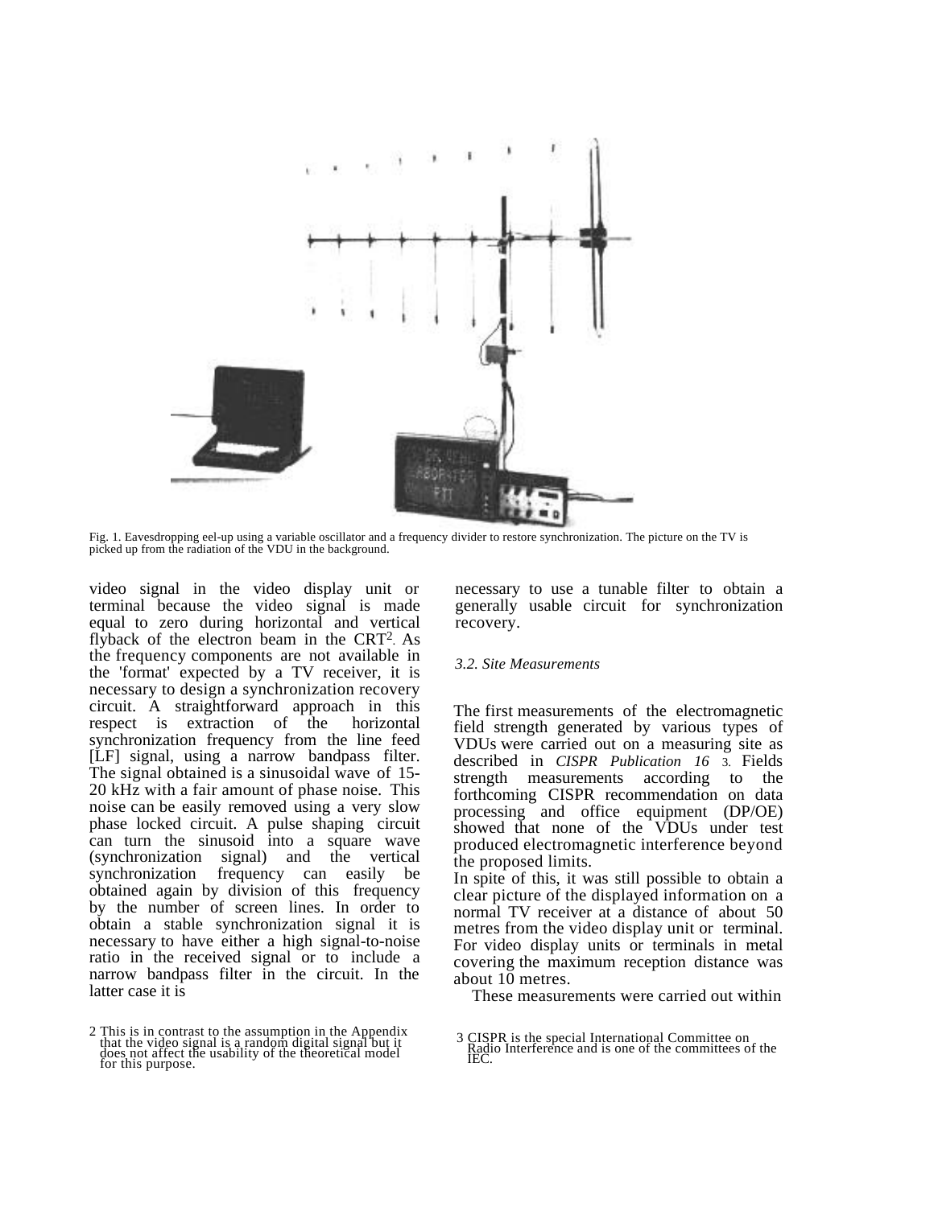Fig. 1. Eavesdropping eel-up using a variable oscillator and a frequency divider to restore synchronization. The picture on the TV is picked up from the radiation of the VDU in the background.

video signal in the video display unit or terminal because the video signal is made equal to zero during horizontal and vertical flyback of the electron beam in the CRT[2]. As the frequency components are not available in the 'format' expected by a TV receiver, it is necessary to design a synchronization recovery circuit. A straightforward approach in this respect is extraction of the horizontal synchronization frequency from the line feed [LF] signal, using a narrow bandpass filter. The signal obtained is a sinusoidal wave of 15-20 kHz with a fair amount of phase noise. This noise can be easily removed using a very slow phase locked circuit. A pulse shaping circuit can turn the sinusoid into a square wave (synchronization signal) and the vertical synchronization frequency can easily be obtained again by division of this frequency by the number of screen lines. In order to obtain a stable synchronization signal it is necessary to have either a high signal-to-noise ratio in the received signal or to include a narrow bandpass filter in the circuit. In the latter case it is necessary to use a tunable filter to obtain a generally usable circuit for synchronization recovery.

*3.2. Site Measurements*

The first measurements of the electromagnetic field strength generated by various types of VDUs were carried out on a measuring site as described in *CISPR Publication 16* [3]. Fields strength measurements according to the forthcoming CISPR recommendation on data processing and office equipment (DP/OE) showed that none of the VDUs under test produced electromagnetic interference beyond the proposed limits.
In spite of this, it was still possible to obtain a clear picture of the displayed information on a normal TV receiver at a distance of about 50 metres from the video display unit or terminal. For video display units or terminals in metal covering the maximum reception distance was about 10 metres.

These measurements were carried out within

2 This is in contrast to the assumption in the Appendix that the video signal is a random digital signal but it does not affect the usability of the theoretical model for this purpose.

3 CISPR is the special International Committee on Radio Interference and is one of the committees of the IEC.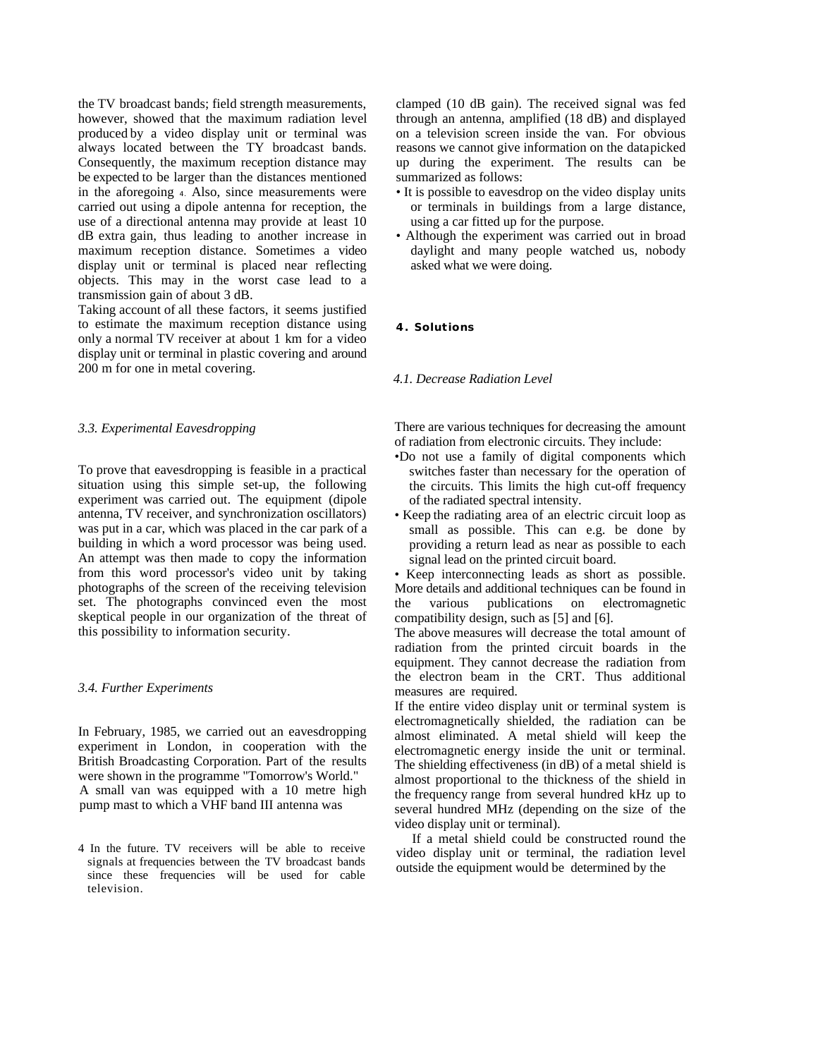the TV broadcast bands; field strength measurements, however, showed that the maximum radiation level produced by a video display unit or terminal was always located between the TY broadcast bands. Consequently, the maximum reception distance may be expected to be larger than the distances mentioned in the aforegoing [4]. Also, since measurements were carried out using a dipole antenna for reception, the use of a directional antenna may provide at least 10 dB extra gain, thus leading to another increase in maximum reception distance. Sometimes a video display unit or terminal is placed near reflecting objects. This may in the worst case lead to a transmission gain of about 3 dB.

Taking account of all these factors, it seems justified to estimate the maximum reception distance using only a normal TV receiver at about 1 km for a video display unit or terminal in plastic covering and around 200 m for one in metal covering.

### *3.3. Experimental Eavesdropping*

To prove that eavesdropping is feasible in a practical situation using this simple set-up, the following experiment was carried out. The equipment (dipole antenna, TV receiver, and synchronization oscillators) was put in a car, which was placed in the car park of a building in which a word processor was being used. An attempt was then made to copy the information from this word processor's video unit by taking photographs of the screen of the receiving television set. The photographs convinced even the most skeptical people in our organization of the threat of this possibility to information security.

### *3.4. Further Experiments*

In February, 1985, we carried out an eavesdropping experiment in London, in cooperation with the British Broadcasting Corporation. Part of the results were shown in the programme "Tomorrow's World." A small van was equipped with a 10 metre high pump mast to which a VHF band III antenna was clamped (10 dB gain). The received signal was fed through an antenna, amplified (18 dB) and displayed on a television screen inside the van. For obvious reasons we cannot give information on the data picked up during the experiment. The results can be summarized as follows:

- It is possible to eavesdrop on the video display units or terminals in buildings from a large distance, using a car fitted up for the purpose.
- Although the experiment was carried out in broad daylight and many people watched us, nobody asked what we were doing.

## 4. Solutions

### *4.1. Decrease Radiation Level*

There are various techniques for decreasing the amount of radiation from electronic circuits. They include:

- Do not use a family of digital components which switches faster than necessary for the operation of the circuits. This limits the high cut-off frequency of the radiated spectral intensity.
- Keep the radiating area of an electric circuit loop as small as possible. This can e.g. be done by providing a return lead as near as possible to each signal lead on the printed circuit board.
- Keep interconnecting leads as short as possible.

More details and additional techniques can be found in the various publications on electromagnetic compatibility design, such as [5] and [6].

The above measures will decrease the total amount of radiation from the printed circuit boards in the equipment. They cannot decrease the radiation from the electron beam in the CRT. Thus additional measures are required.

If the entire video display unit or terminal system is electromagnetically shielded, the radiation can be almost eliminated. A metal shield will keep the electromagnetic energy inside the unit or terminal. The shielding effectiveness (in dB) of a metal shield is almost proportional to the thickness of the shield in the frequency range from several hundred kHz up to several hundred MHz (depending on the size of the video display unit or terminal).

If a metal shield could be constructed round the video display unit or terminal, the radiation level outside the equipment would be determined by the

[4] In the future. TV receivers will be able to receive signals at frequencies between the TV broadcast bands since these frequencies will be used for cable television.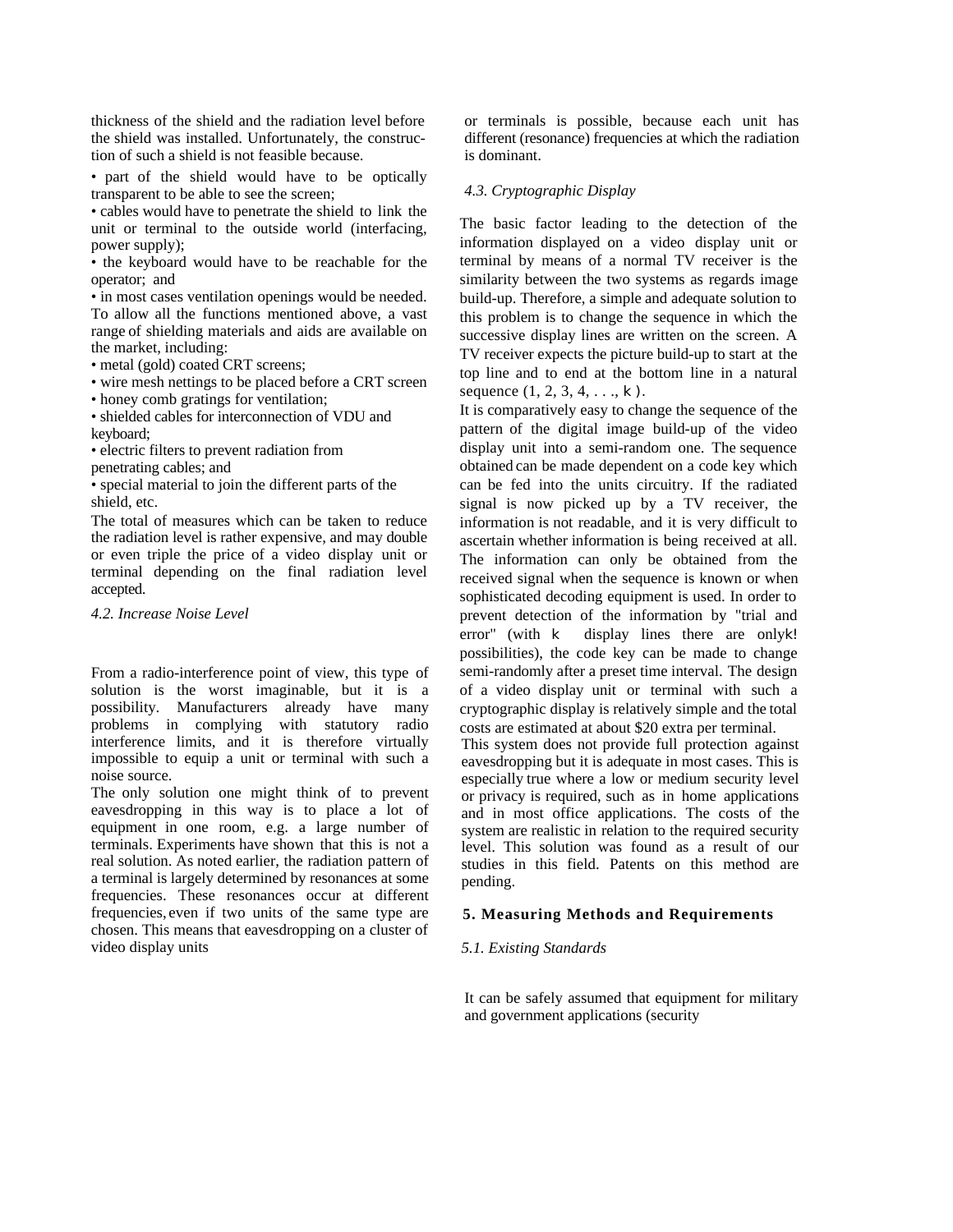thickness of the shield and the radiation level before the shield was installed. Unfortunately, the construction of such a shield is not feasible because.

- part of the shield would have to be optically transparent to be able to see the screen;
- cables would have to penetrate the shield to link the unit or terminal to the outside world (interfacing, power supply);
- the keyboard would have to be reachable for the operator; and
- in most cases ventilation openings would be needed.

To allow all the functions mentioned above, a vast range of shielding materials and aids are available on the market, including:

- metal (gold) coated CRT screens;
- wire mesh nettings to be placed before a CRT screen
- honey comb gratings for ventilation;
- shielded cables for interconnection of VDU and keyboard;
- electric filters to prevent radiation from penetrating cables; and
- special material to join the different parts of the shield, etc.

The total of measures which can be taken to reduce the radiation level is rather expensive, and may double or even triple the price of a video display unit or terminal depending on the final radiation level accepted.

*4.2. Increase Noise Level*

From a radio-interference point of view, this type of solution is the worst imaginable, but it is a possibility. Manufacturers already have many problems in complying with statutory radio interference limits, and it is therefore virtually impossible to equip a unit or terminal with such a noise source.

The only solution one might think of to prevent eavesdropping in this way is to place a lot of equipment in one room, e.g. a large number of terminals. Experiments have shown that this is not a real solution. As noted earlier, the radiation pattern of a terminal is largely determined by resonances at some frequencies. These resonances occur at different frequencies, even if two units of the same type are chosen. This means that eavesdropping on a cluster of video display units or terminals is possible, because each unit has different (resonance) frequencies at which the radiation is dominant.

*4.3. Cryptographic Display*

The basic factor leading to the detection of the information displayed on a video display unit or terminal by means of a normal TV receiver is the similarity between the two systems as regards image build-up. Therefore, a simple and adequate solution to this problem is to change the sequence in which the successive display lines are written on the screen. A TV receiver expects the picture build-up to start at the top line and to end at the bottom line in a natural sequence $(1, 2, 3, 4, \ldots, k)$.

It is comparatively easy to change the sequence of the pattern of the digital image build-up of the video display unit into a semi-random one. The sequence obtained can be made dependent on a code key which can be fed into the units circuitry. If the radiated signal is now picked up by a TV receiver, the information is not readable, and it is very difficult to ascertain whether information is being received at all. The information can only be obtained from the received signal when the sequence is known or when sophisticated decoding equipment is used. In order to prevent detection of the information by "trial and error" (with $k$ display lines there are only $k!$ possibilities), the code key can be made to change semi-randomly after a preset time interval. The design of a video display unit or terminal with such a cryptographic display is relatively simple and the total costs are estimated at about $20 extra per terminal.

This system does not provide full protection against eavesdropping but it is adequate in most cases. This is especially true where a low or medium security level or privacy is required, such as in home applications and in most office applications. The costs of the system are realistic in relation to the required security level. This solution was found as a result of our studies in this field. Patents on this method are pending.

## 5. Measuring Methods and Requirements

*5.1. Existing Standards*

It can be safely assumed that equipment for military and government applications (security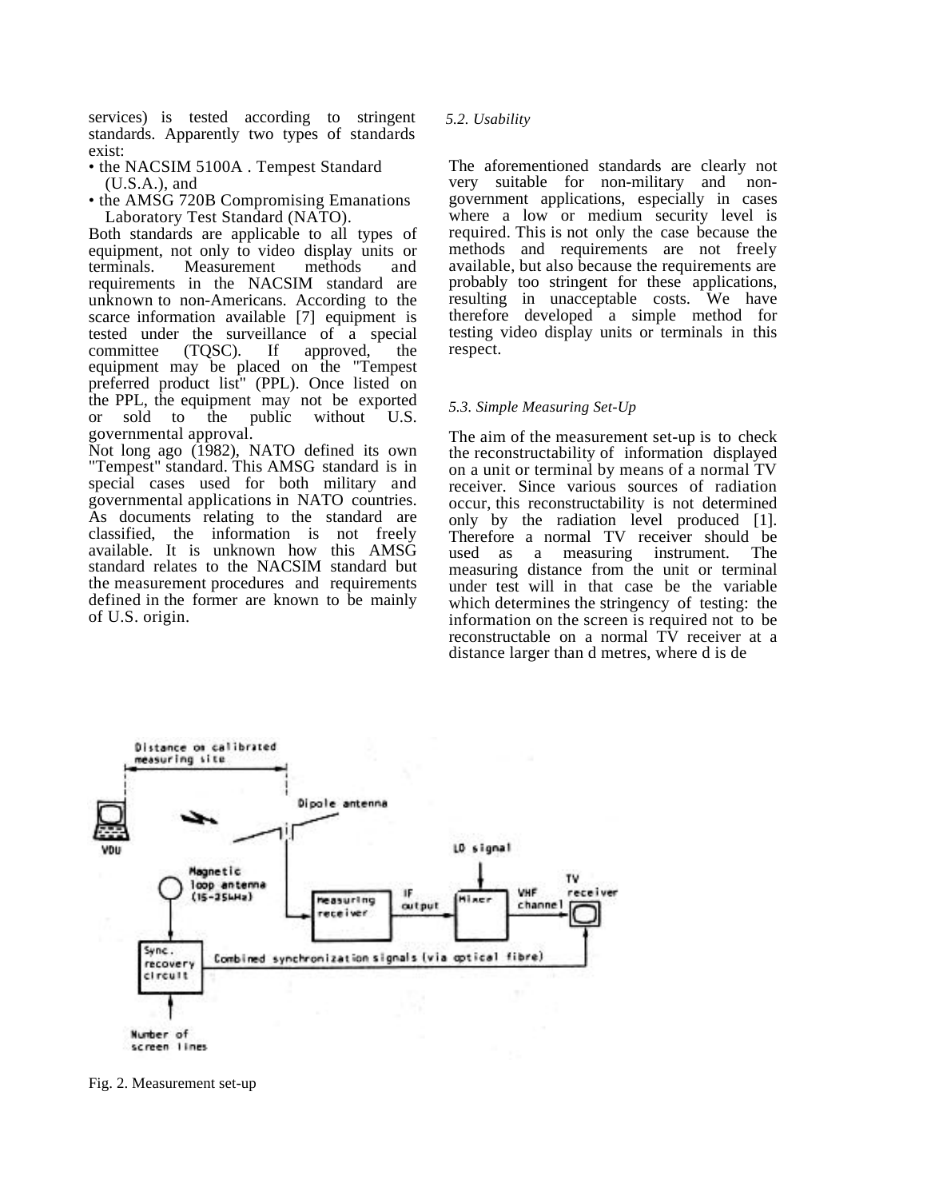services) is tested according to stringent standards. Apparently two types of standards exist:

- the NACSIM 5100A . Tempest Standard (U.S.A.), and
- the AMSG 720B Compromising Emanations Laboratory Test Standard (NATO).

Both standards are applicable to all types of equipment, not only to video display units or terminals. Measurement methods and requirements in the NACSIM standard are unknown to non-Americans. According to the scarce information available [7] equipment is tested under the surveillance of a special committee (TQSC). If approved, the equipment may be placed on the "Tempest preferred product list" (PPL). Once listed on the PPL, the equipment may not be exported or sold to the public without U.S. governmental approval.

Not long ago (1982), NATO defined its own "Tempest" standard. This AMSG standard is in special cases used for both military and governmental applications in NATO countries. As documents relating to the standard are classified, the information is not freely available. It is unknown how this AMSG standard relates to the NACSIM standard but the measurement procedures and requirements defined in the former are known to be mainly of U.S. origin.

### *5.2. Usability*

The aforementioned standards are clearly not very suitable for non-military and non-government applications, especially in cases where a low or medium security level is required. This is not only the case because the methods and requirements are not freely available, but also because the requirements are probably too stringent for these applications, resulting in unacceptable costs. We have therefore developed a simple method for testing video display units or terminals in this respect.

### *5.3. Simple Measuring Set-Up*

The aim of the measurement set-up is to check the reconstructability of information displayed on a unit or terminal by means of a normal TV receiver. Since various sources of radiation occur, this reconstructability is not determined only by the radiation level produced [1]. Therefore a normal TV receiver should be used as a measuring instrument. The measuring distance from the unit or terminal under test will in that case be the variable which determines the stringency of testing: the information on the screen is required not to be reconstructable on a normal TV receiver at a distance larger than d metres, where d is de

Fig. 2. Measurement set-up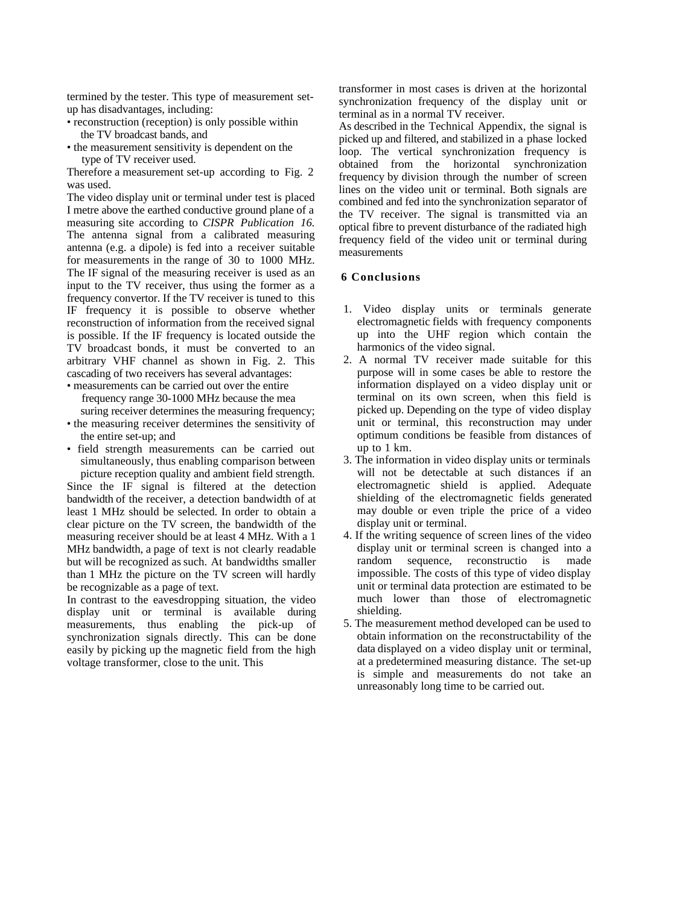termined by the tester. This type of measurement set-up has disadvantages, including:

- reconstruction (reception) is only possible within the TV broadcast bands, and
- the measurement sensitivity is dependent on the type of TV receiver used.

Therefore a measurement set-up according to Fig. 2 was used.

The video display unit or terminal under test is placed I metre above the earthed conductive ground plane of a measuring site according to *CISPR Publication 16.* The antenna signal from a calibrated measuring antenna (e.g. a dipole) is fed into a receiver suitable for measurements in the range of 30 to 1000 MHz. The IF signal of the measuring receiver is used as an input to the TV receiver, thus using the former as a frequency convertor. If the TV receiver is tuned to this IF frequency it is possible to observe whether reconstruction of information from the received signal is possible. If the IF frequency is located outside the TV broadcast bonds, it must be converted to an arbitrary VHF channel as shown in Fig. 2. This cascading of two receivers has several advantages:

- measurements can be carried out over the entire frequency range 30-1000 MHz because the mea suring receiver determines the measuring frequency;
- the measuring receiver determines the sensitivity of the entire set-up; and
- field strength measurements can be carried out simultaneously, thus enabling comparison between picture reception quality and ambient field strength.

Since the IF signal is filtered at the detection bandwidth of the receiver, a detection bandwidth of at least 1 MHz should be selected. In order to obtain a clear picture on the TV screen, the bandwidth of the measuring receiver should be at least 4 MHz. With a 1 MHz bandwidth, a page of text is not clearly readable but will be recognized as such. At bandwidths smaller than 1 MHz the picture on the TV screen will hardly be recognizable as a page of text.

In contrast to the eavesdropping situation, the video display unit or terminal is available during measurements, thus enabling the pick-up of synchronization signals directly. This can be done easily by picking up the magnetic field from the high voltage transformer, close to the unit. This transformer in most cases is driven at the horizontal synchronization frequency of the display unit or terminal as in a normal TV receiver.

As described in the Technical Appendix, the signal is picked up and filtered, and stabilized in a phase locked loop. The vertical synchronization frequency is obtained from the horizontal synchronization frequency by division through the number of screen lines on the video unit or terminal. Both signals are combined and fed into the synchronization separator of the TV receiver. The signal is transmitted via an optical fibre to prevent disturbance of the radiated high frequency field of the video unit or terminal during measurements

## 6 Conclusions

1. Video display units or terminals generate electromagnetic fields with frequency components up into the UHF region which contain the harmonics of the video signal.
2. A normal TV receiver made suitable for this purpose will in some cases be able to restore the information displayed on a video display unit or terminal on its own screen, when this field is picked up. Depending on the type of video display unit or terminal, this reconstruction may under optimum conditions be feasible from distances of up to 1 km.
3. The information in video display units or terminals will not be detectable at such distances if an electromagnetic shield is applied. Adequate shielding of the electromagnetic fields generated may double or even triple the price of a video display unit or terminal.
4. If the writing sequence of screen lines of the video display unit or terminal screen is changed into a random sequence, reconstructio is made impossible. The costs of this type of video display unit or terminal data protection are estimated to be much lower than those of electromagnetic shielding.
5. The measurement method developed can be used to obtain information on the reconstructability of the data displayed on a video display unit or terminal, at a predetermined measuring distance. The set-up is simple and measurements do not take an unreasonably long time to be carried out.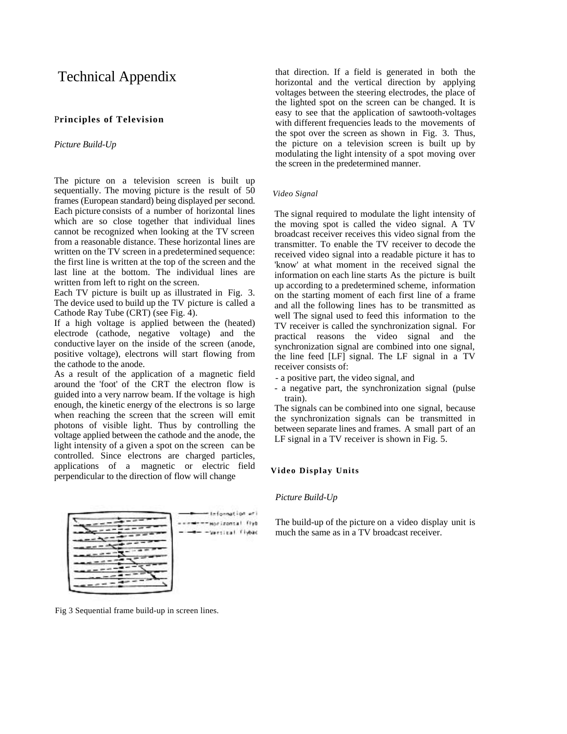# Technical Appendix

## Principles of Television

### *Picture Build-Up*

The picture on a television screen is built up sequentially. The moving picture is the result of 50 frames (European standard) being displayed per second. Each picture consists of a number of horizontal lines which are so close together that individual lines cannot be recognized when looking at the TV screen from a reasonable distance. These horizontal lines are written on the TV screen in a predetermined sequence: the first line is written at the top of the screen and the last line at the bottom. The individual lines are written from left to right on the screen.

Each TV picture is built up as illustrated in Fig. 3. The device used to build up the TV picture is called a Cathode Ray Tube (CRT) (see Fig. 4).

If a high voltage is applied between the (heated) electrode (cathode, negative voltage) and the conductive layer on the inside of the screen (anode, positive voltage), electrons will start flowing from the cathode to the anode.

As a result of the application of a magnetic field around the 'foot' of the CRT the electron flow is guided into a very narrow beam. If the voltage is high enough, the kinetic energy of the electrons is so large when reaching the screen that the screen will emit photons of visible light. Thus by controlling the voltage applied between the cathode and the anode, the light intensity of a given a spot on the screen can be controlled. Since electrons are charged particles, applications of a magnetic or electric field perpendicular to the direction of flow will change that direction. If a field is generated in both the horizontal and the vertical direction by applying voltages between the steering electrodes, the place of the lighted spot on the screen can be changed. It is easy to see that the application of sawtooth-voltages with different frequencies leads to the movements of the spot over the screen as shown in Fig. 3. Thus, the picture on a television screen is built up by modulating the light intensity of a spot moving over the screen in the predetermined manner.

Fig 3 Sequential frame build-up in screen lines.

### *Video Signal*

The signal required to modulate the light intensity of the moving spot is called the video signal. A TV broadcast receiver receives this video signal from the transmitter. To enable the TV receiver to decode the received video signal into a readable picture it has to 'know' at what moment in the received signal the information on each line starts As the picture is built up according to a predetermined scheme, information on the starting moment of each first line of a frame and all the following lines has to be transmitted as well The signal used to feed this information to the TV receiver is called the synchronization signal. For practical reasons the video signal and the synchronization signal are combined into one signal, the line feed [LF] signal. The LF signal in a TV receiver consists of:

- a positive part, the video signal, and
- a negative part, the synchronization signal (pulse train).

The signals can be combined into one signal, because the synchronization signals can be transmitted in between separate lines and frames. A small part of an LF signal in a TV receiver is shown in Fig. 5.

## Video Display Units

### *Picture Build-Up*

The build-up of the picture on a video display unit is much the same as in a TV broadcast receiver.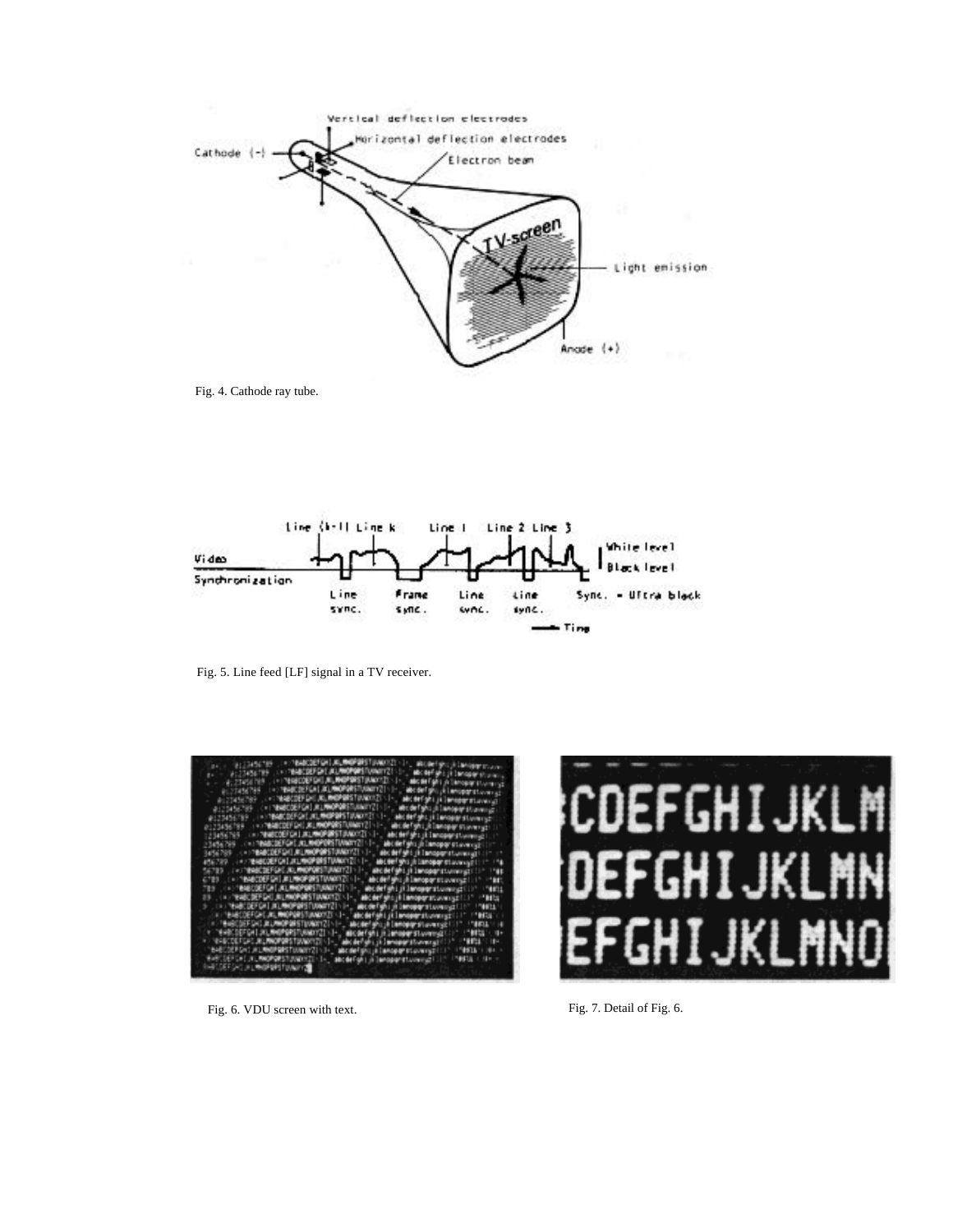Fig. 4. Cathode ray tube.

Fig. 5. Line feed [LF] signal in a TV receiver.

Fig. 6. VDU screen with text.

Fig. 7. Detail of Fig. 6.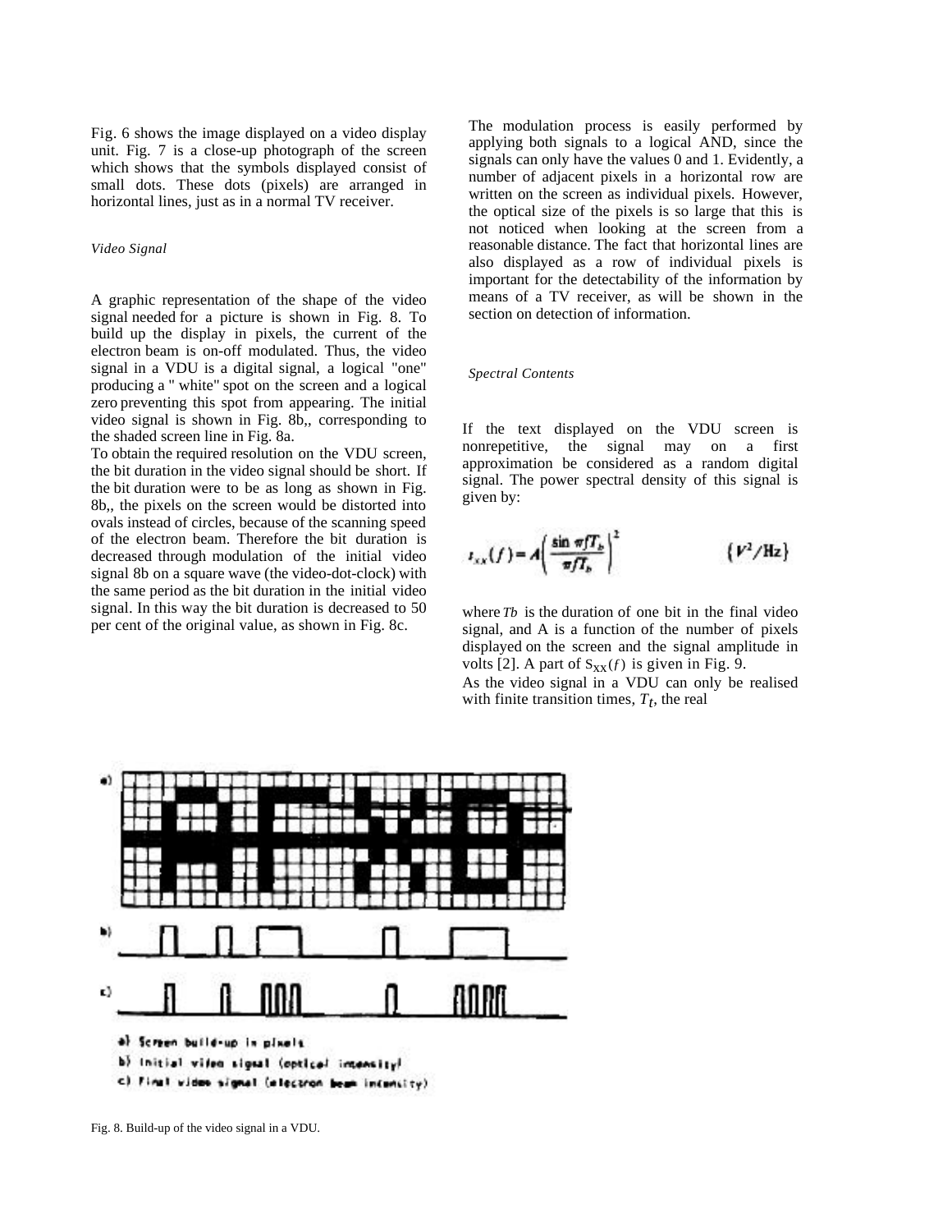Fig. 6 shows the image displayed on a video display unit. Fig. 7 is a close-up photograph of the screen which shows that the symbols displayed consist of small dots. These dots (pixels) are arranged in horizontal lines, just as in a normal TV receiver.

*Video Signal*

A graphic representation of the shape of the video signal needed for a picture is shown in Fig. 8. To build up the display in pixels, the current of the electron beam is on-off modulated. Thus, the video signal in a VDU is a digital signal, a logical "one" producing a " white" spot on the screen and a logical zero preventing this spot from appearing. The initial video signal is shown in Fig. 8b,, corresponding to the shaded screen line in Fig. 8a.

To obtain the required resolution on the VDU screen, the bit duration in the video signal should be short. If the bit duration were to be as long as shown in Fig. 8b,, the pixels on the screen would be distorted into ovals instead of circles, because of the scanning speed of the electron beam. Therefore the bit duration is decreased through modulation of the initial video signal 8b on a square wave (the video-dot-clock) with the same period as the bit duration in the initial video signal. In this way the bit duration is decreased to 50 per cent of the original value, as shown in Fig. 8c.

The modulation process is easily performed by applying both signals to a logical AND, since the signals can only have the values 0 and 1. Evidently, a number of adjacent pixels in a horizontal row are written on the screen as individual pixels. However, the optical size of the pixels is so large that this is not noticed when looking at the screen from a reasonable distance. The fact that horizontal lines are also displayed as a row of individual pixels is important for the detectability of the information by means of a TV receiver, as will be shown in the section on detection of information.

*Spectral Contents*

If the text displayed on the VDU screen is nonrepetitive, the signal may on a first approximation be considered as a random digital signal. The power spectral density of this signal is given by:

$$s_{xx}(f) = A\left(\frac{\sin \pi f T_b}{\pi f T_b}\right)^2 \qquad \{V^2/\text{Hz}\}$$

where $T_b$ is the duration of one bit in the final video signal, and A is a function of the number of pixels displayed on the screen and the signal amplitude in volts [2]. A part of $S_{XX}(f)$ is given in Fig. 9.

As the video signal in a VDU can only be realised with finite transition times, $T_t$, the real

a) Screen build-up in pixels
b) Initial video signal (optical intensity)
c) Final video signal (electron beam intensity)

Fig. 8. Build-up of the video signal in a VDU.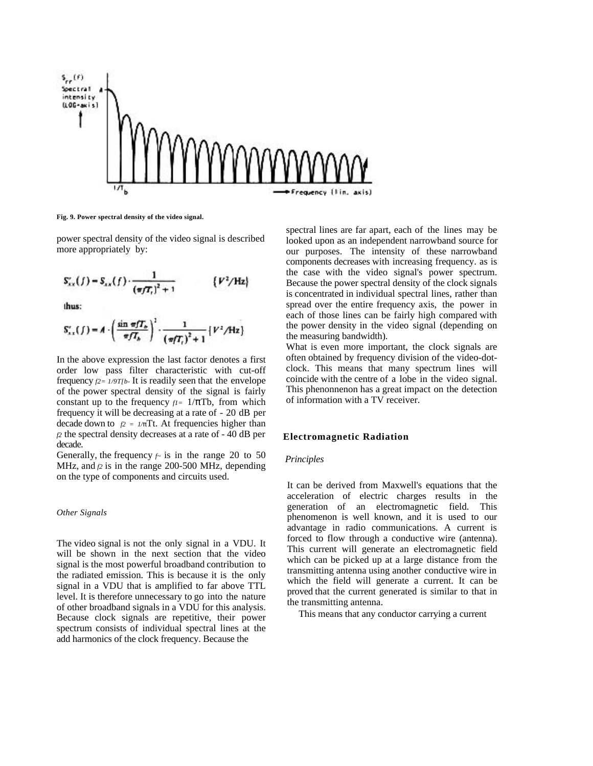$S_{rr}(f)$
Spectral intensity (LOG-axis)
A
$1/T_b$
Frequency (lin. axis)

Fig. 9. Power spectral density of the video signal.

power spectral density of the video signal is described more appropriately by:

$$S'_{xx}(f) = S_{xx}(f) \cdot \frac{1}{(\pi f T_r)^2 + 1} \qquad \{V^2/\text{Hz}\}$$

thus:

$$S'_{xx}(f) = A \cdot \left(\frac{\sin \pi f T_b}{\pi f T_b}\right)^2 \cdot \frac{1}{(\pi f T_r)^2 + 1} \{V^2/\text{Hz}\}$$

In the above expression the last factor denotes a first order low pass filter characteristic with cut-off frequency $f_2 = 1/9T[b$- It is readily seen that the envelope of the power spectral density of the signal is fairly constant up to the frequency $f_1 = 1/\pi T_b$, from which frequency it will be decreasing at a rate of - 20 dB per decade down to $f_2 = 1/\pi T_t$. At frequencies higher than $f_2$ the spectral density decreases at a rate of - 40 dB per decade.

Generally, the frequency $f_{\sim}$ is in the range 20 to 50 MHz, and $f_2$ is in the range 200-500 MHz, depending on the type of components and circuits used.

*Other Signals*

The video signal is not the only signal in a VDU. It will be shown in the next section that the video signal is the most powerful broadband contribution to the radiated emission. This is because it is the only signal in a VDU that is amplified to far above TTL level. It is therefore unnecessary to go into the nature of other broadband signals in a VDU for this analysis. Because clock signals are repetitive, their power spectrum consists of individual spectral lines at the add harmonics of the clock frequency. Because the spectral lines are far apart, each of the lines may be looked upon as an independent narrowband source for our purposes. The intensity of these narrowband components decreases with increasing frequency. as is the case with the video signal's power spectrum. Because the power spectral density of the clock signals is concentrated in individual spectral lines, rather than spread over the entire frequency axis, the power in each of those lines can be fairly high compared with the power density in the video signal (depending on the measuring bandwidth).

What is even more important, the clock signals are often obtained by frequency division of the video-dot-clock. This means that many spectrum lines will coincide with the centre of a lobe in the video signal. This phenonnenon has a great impact on the detection of information with a TV receiver.

## Electromagnetic Radiation

*Principles*

It can be derived from Maxwell's equations that the acceleration of electric charges results in the generation of an electromagnetic field. This phenomenon is well known, and it is used to our advantage in radio communications. A current is forced to flow through a conductive wire (antenna). This current will generate an electromagnetic field which can be picked up at a large distance from the transmitting antenna using another conductive wire in which the field will generate a current. It can be proved that the current generated is similar to that in the transmitting antenna.

This means that any conductor carrying a current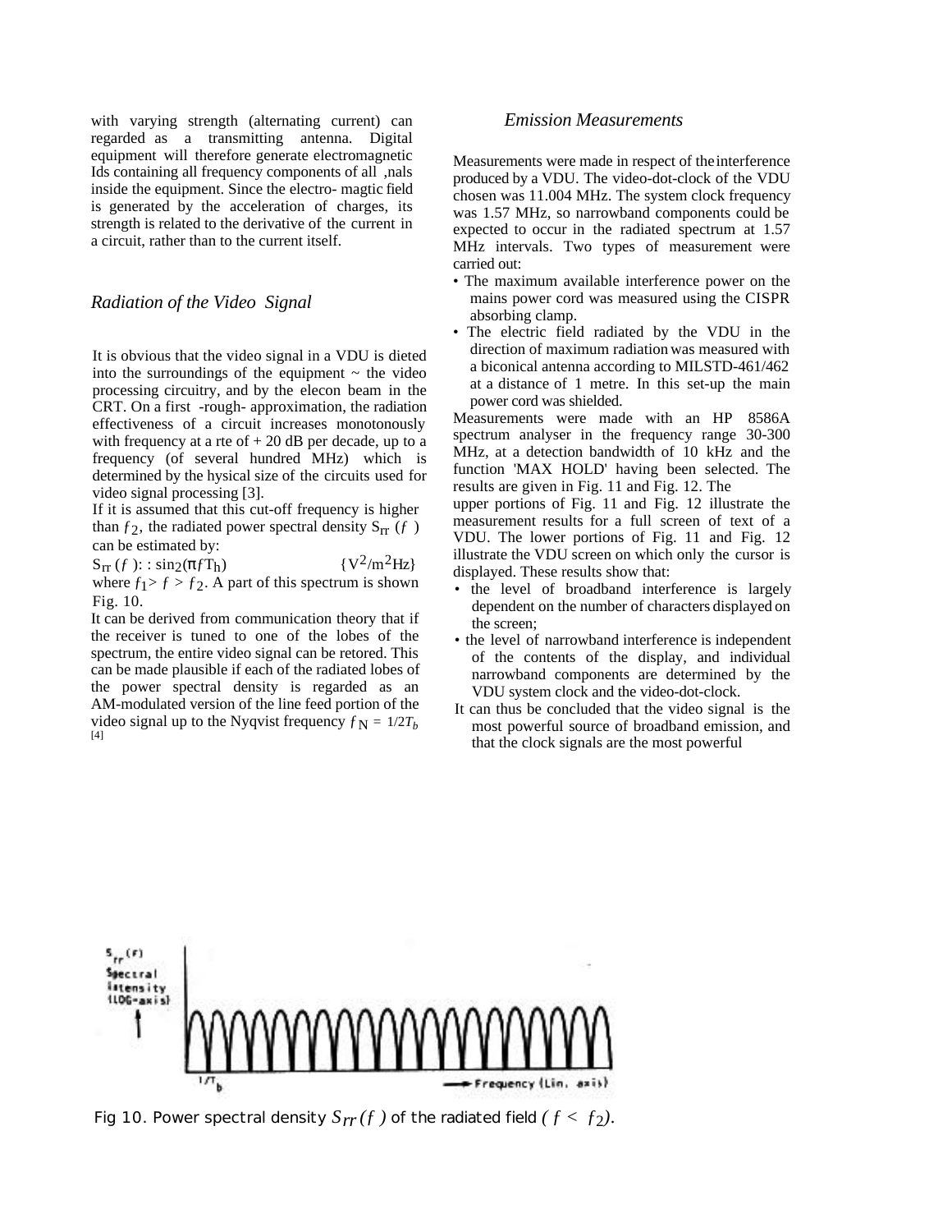with varying strength (alternating current) can regarded as a transmitting antenna. Digital equipment will therefore generate electromagnetic Ids containing all frequency components of all ,nals inside the equipment. Since the electro- magtic field is generated by the acceleration of charges, its strength is related to the derivative of the current in a circuit, rather than to the current itself.

## *Radiation of the Video Signal*

It is obvious that the video signal in a VDU is dieted into the surroundings of the equipment ~ the video processing circuitry, and by the elecon beam in the CRT. On a first -rough- approximation, the radiation effectiveness of a circuit increases monotonously with frequency at a rte of + 20 dB per decade, up to a frequency (of several hundred MHz) which is determined by the hysical size of the circuits used for video signal processing [3].

If it is assumed that this cut-off frequency is higher than $f_2$, the radiated power spectral density $S_{rr}(f)$ can be estimated by:

$S_{rr}(f)$: : $\sin_2(\pi f T_h)$ {$V^2/m^2Hz$}

where $f_1 > f > f_2$. A part of this spectrum is shown Fig. 10.

It can be derived from communication theory that if the receiver is tuned to one of the lobes of the spectrum, the entire video signal can be retored. This can be made plausible if each of the radiated lobes of the power spectral density is regarded as an AM-modulated version of the line feed portion of the video signal up to the Nyqvist frequency $f_N = 1/2T_b$ [4]

## *Emission Measurements*

Measurements were made in respect of the interference produced by a VDU. The video-dot-clock of the VDU chosen was 11.004 MHz. The system clock frequency was 1.57 MHz, so narrowband components could be expected to occur in the radiated spectrum at 1.57 MHz intervals. Two types of measurement were carried out:

- The maximum available interference power on the mains power cord was measured using the CISPR absorbing clamp.
- The electric field radiated by the VDU in the direction of maximum radiation was measured with a biconical antenna according to MILSTD-461/462 at a distance of 1 metre. In this set-up the main power cord was shielded.

Measurements were made with an HP 8586A spectrum analyser in the frequency range 30-300 MHz, at a detection bandwidth of 10 kHz and the function 'MAX HOLD' having been selected. The results are given in Fig. 11 and Fig. 12. The upper portions of Fig. 11 and Fig. 12 illustrate the measurement results for a full screen of text of a VDU. The lower portions of Fig. 11 and Fig. 12 illustrate the VDU screen on which only the cursor is displayed. These results show that:

- the level of broadband interference is largely dependent on the number of characters displayed on the screen;
- the level of narrowband interference is independent of the contents of the display, and individual narrowband components are determined by the VDU system clock and the video-dot-clock.

It can thus be concluded that the video signal is the most powerful source of broadband emission, and that the clock signals are the most powerful

Fig 10. Power spectral density $S_{rr}(f)$ of the radiated field $(f < f_2)$.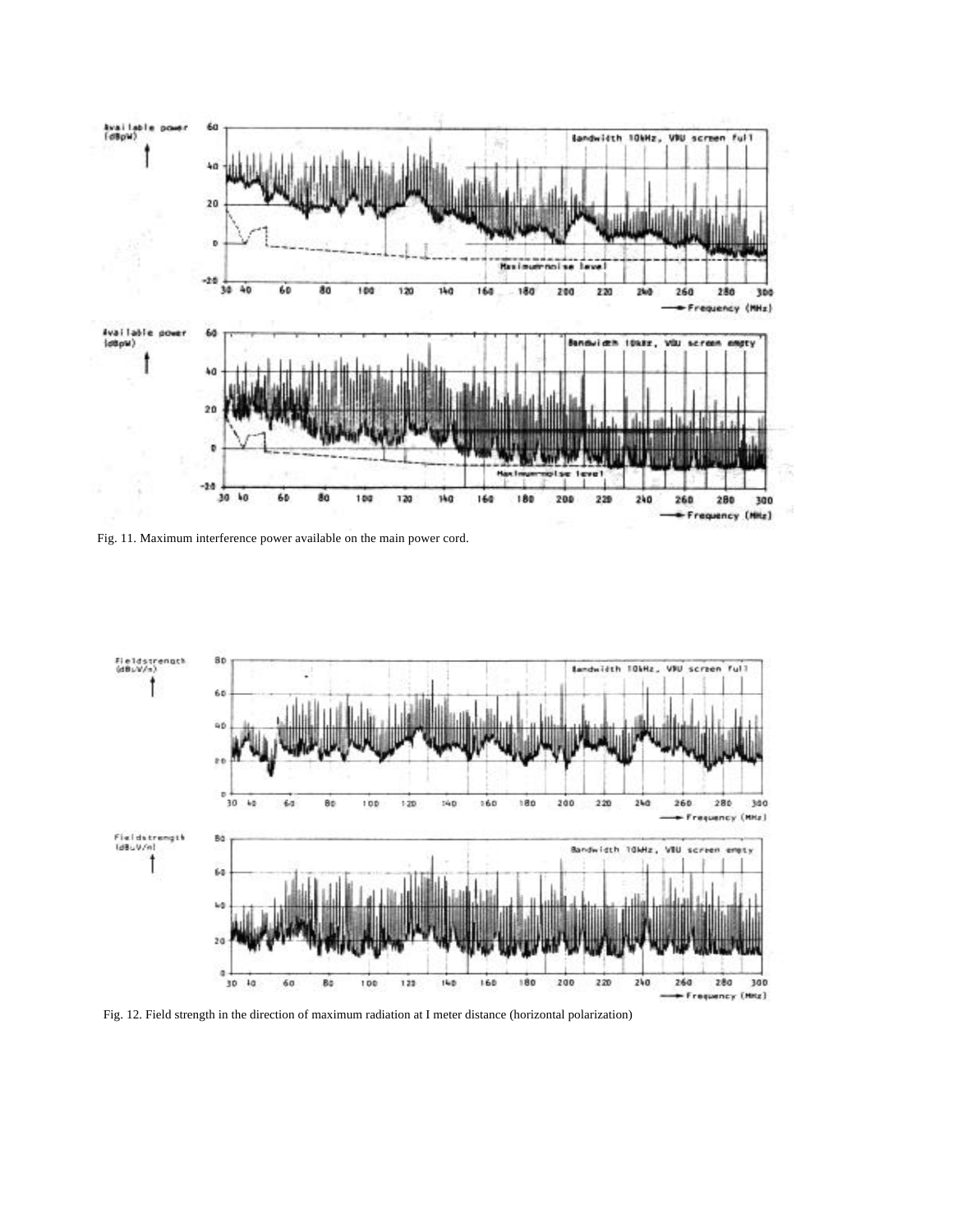Fig. 11. Maximum interference power available on the main power cord.

Fig. 12. Field strength in the direction of maximum radiation at I meter distance (horizontal polarization)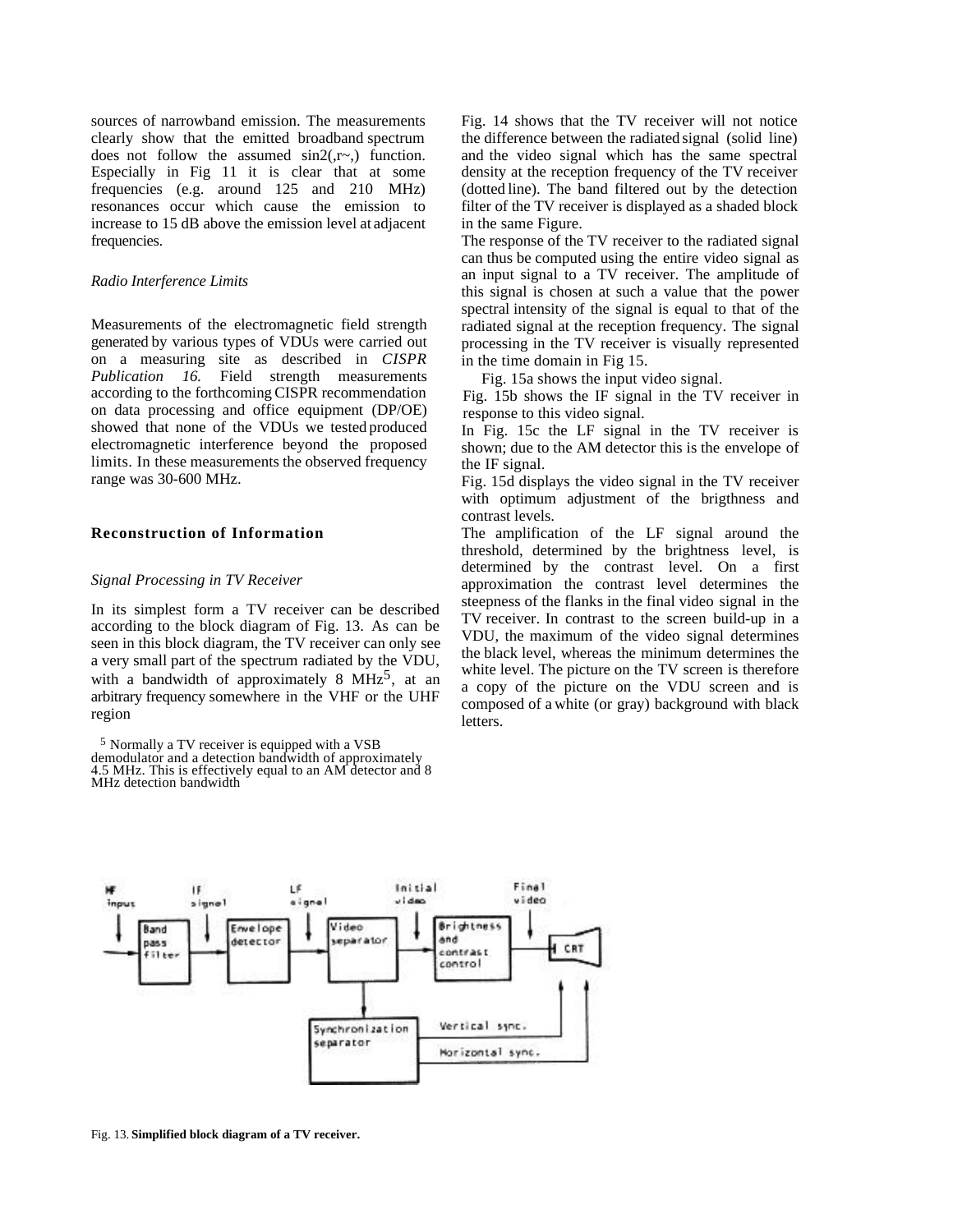sources of narrowband emission. The measurements clearly show that the emitted broadband spectrum does not follow the assumed sin2(,r~,) function. Especially in Fig 11 it is clear that at some frequencies (e.g. around 125 and 210 MHz) resonances occur which cause the emission to increase to 15 dB above the emission level at adjacent frequencies.

### *Radio Interference Limits*

Measurements of the electromagnetic field strength generated by various types of VDUs were carried out on a measuring site as described in *CISPR Publication 16.* Field strength measurements according to the forthcoming CISPR recommendation on data processing and office equipment (DP/OE) showed that none of the VDUs we tested produced electromagnetic interference beyond the proposed limits. In these measurements the observed frequency range was 30-600 MHz.

## Reconstruction of Information

### *Signal Processing in TV Receiver*

In its simplest form a TV receiver can be described according to the block diagram of Fig. 13. As can be seen in this block diagram, the TV receiver can only see a very small part of the spectrum radiated by the VDU, with a bandwidth of approximately 8 MHz[5], at an arbitrary frequency somewhere in the VHF or the UHF region

[5] Normally a TV receiver is equipped with a VSB demodulator and a detection bandwidth of approximately 4.5 MHz. This is effectively equal to an AM detector and 8 MHz detection bandwidth

Fig. 14 shows that the TV receiver will not notice the difference between the radiated signal (solid line) and the video signal which has the same spectral density at the reception frequency of the TV receiver (dotted line). The band filtered out by the detection filter of the TV receiver is displayed as a shaded block in the same Figure.

The response of the TV receiver to the radiated signal can thus be computed using the entire video signal as an input signal to a TV receiver. The amplitude of this signal is chosen at such a value that the power spectral intensity of the signal is equal to that of the radiated signal at the reception frequency. The signal processing in the TV receiver is visually represented in the time domain in Fig 15.

Fig. 15a shows the input video signal.

Fig. 15b shows the IF signal in the TV receiver in response to this video signal.

In Fig. 15c the LF signal in the TV receiver is shown; due to the AM detector this is the envelope of the IF signal.

Fig. 15d displays the video signal in the TV receiver with optimum adjustment of the brigthness and contrast levels.

The amplification of the LF signal around the threshold, determined by the brightness level, is determined by the contrast level. On a first approximation the contrast level determines the steepness of the flanks in the final video signal in the TV receiver. In contrast to the screen build-up in a VDU, the maximum of the video signal determines the black level, whereas the minimum determines the white level. The picture on the TV screen is therefore a copy of the picture on the VDU screen and is composed of a white (or gray) background with black letters.

Fig. 13. **Simplified block diagram of a TV receiver.**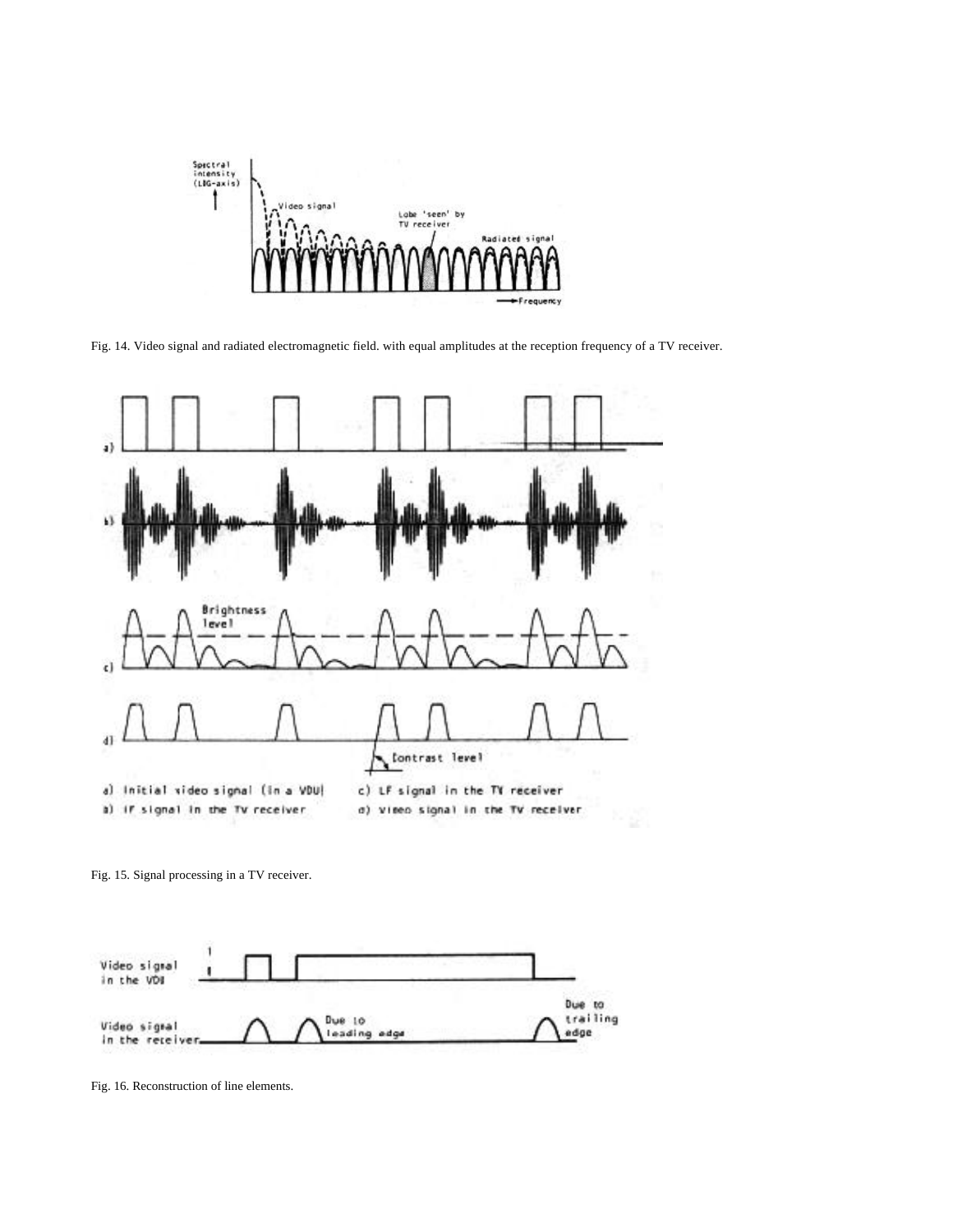Fig. 14. Video signal and radiated electromagnetic field. with equal amplitudes at the reception frequency of a TV receiver.

Fig. 15. Signal processing in a TV receiver.

Fig. 16. Reconstruction of line elements.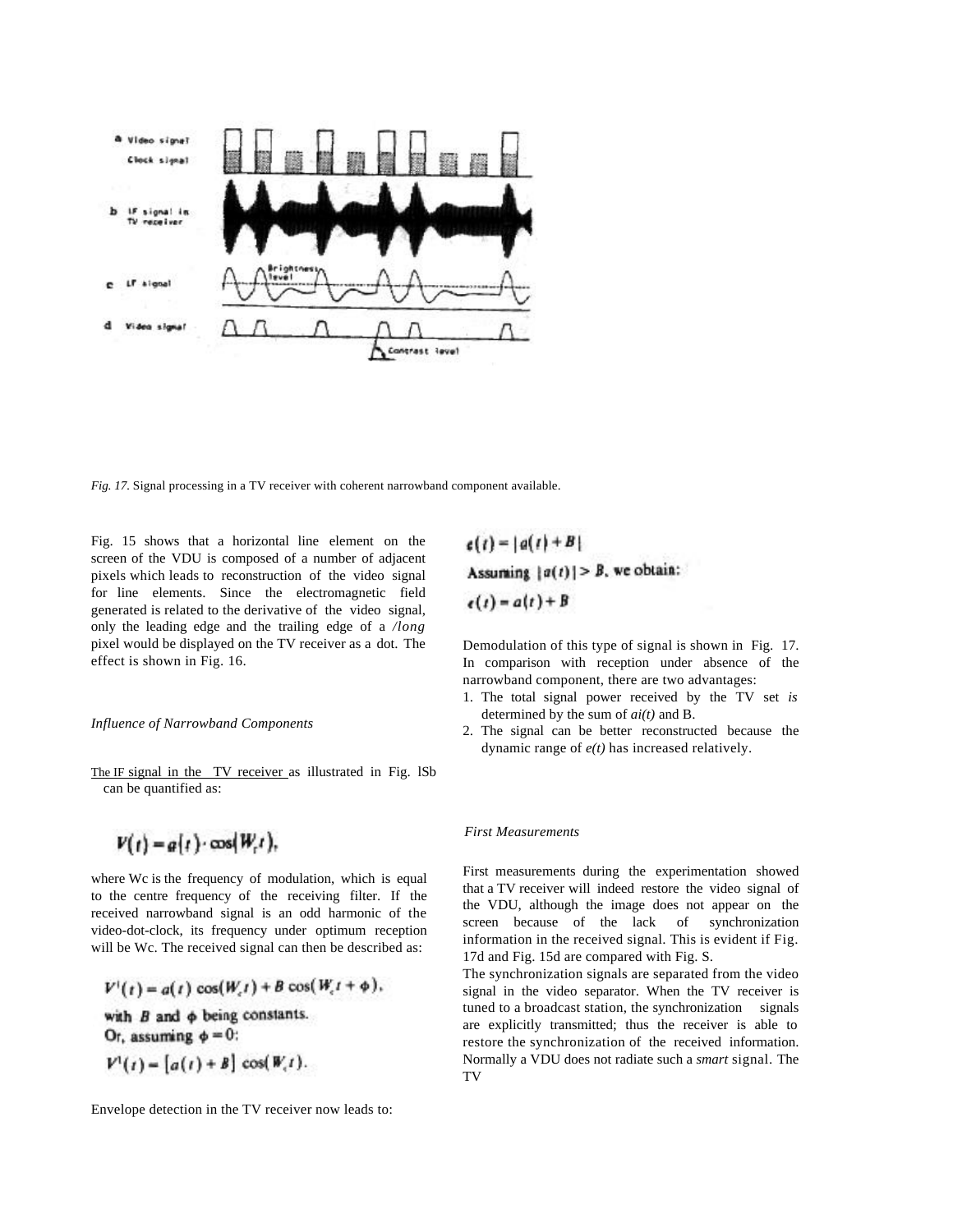*Fig. 17.* Signal processing in a TV receiver with coherent narrowband component available.

Fig. 15 shows that a horizontal line element on the screen of the VDU is composed of a number of adjacent pixels which leads to reconstruction of the video signal for line elements. Since the electromagnetic field generated is related to the derivative of the video signal, only the leading edge and the trailing edge of a /*long* pixel would be displayed on the TV receiver as a dot. The effect is shown in Fig. 16.

*Influence of Narrowband Components*

The IF signal in the TV receiver as illustrated in Fig. lSb can be quantified as:

$$V(t) = a(t) \cdot \cos(W_c t),$$

where Wc is the frequency of modulation, which is equal to the centre frequency of the receiving filter. If the received narrowband signal is an odd harmonic of the video-dot-clock, its frequency under optimum reception will be Wc. The received signal can then be described as:

$$V^1(t) = a(t)\cos(W_c t) + B\cos(W_c t + \phi),$$

with $B$ and $\phi$ being constants.

Or, assuming $\phi = 0$:

$$V^1(t) = [a(t) + B]\cos(W_c t).$$

Envelope detection in the TV receiver now leads to:

$$e(t) = |a(t) + B|$$

Assuming $|a(t)| > B$, we obtain:

$$e(t) = a(t) + B$$

Demodulation of this type of signal is shown in Fig. 17. In comparison with reception under absence of the narrowband component, there are two advantages:

1. The total signal power received by the TV set *is* determined by the sum of *ai(t)* and B.
2. The signal can be better reconstructed because the dynamic range of *e(t)* has increased relatively.

*First Measurements*

First measurements during the experimentation showed that a TV receiver will indeed restore the video signal of the VDU, although the image does not appear on the screen because of the lack of synchronization information in the received signal. This is evident if Fig. 17d and Fig. 15d are compared with Fig. S.

The synchronization signals are separated from the video signal in the video separator. When the TV receiver is tuned to a broadcast station, the synchronization signals are explicitly transmitted; thus the receiver is able to restore the synchronization of the received information. Normally a VDU does not radiate such a *smart* signal. The TV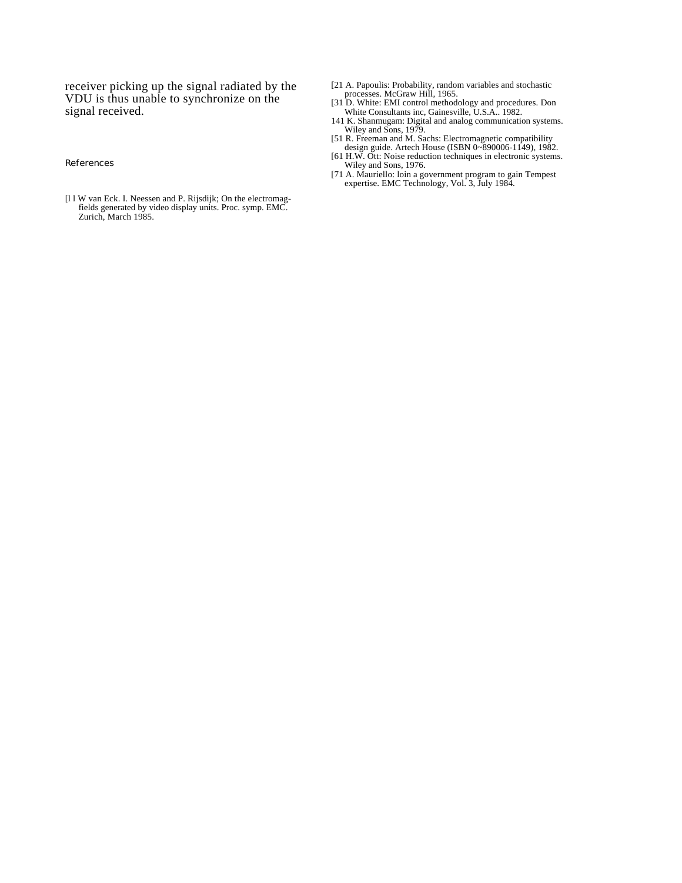receiver picking up the signal radiated by the VDU is thus unable to synchronize on the signal received.

## References

[l l W van Eck. I. Neessen and P. Rijsdijk; On the electromag- fields generated by video display units. Proc. symp. EMC. Zurich, March 1985.

[21 A. Papoulis: Probability, random variables and stochastic processes. McGraw Hill, 1965.

[31 D. White: EMI control methodology and procedures. Don White Consultants inc, Gainesville, U.S.A.. 1982.

141 K. Shanmugam: Digital and analog communication systems. Wiley and Sons, 1979.

[51 R. Freeman and M. Sachs: Electromagnetic compatibility design guide. Artech House (ISBN 0~890006-1149), 1982.

[61 H.W. Ott: Noise reduction techniques in electronic systems. Wiley and Sons, 1976.

[71 A. Mauriello: loin a government program to gain Tempest expertise. EMC Technology, Vol. 3, July 1984.